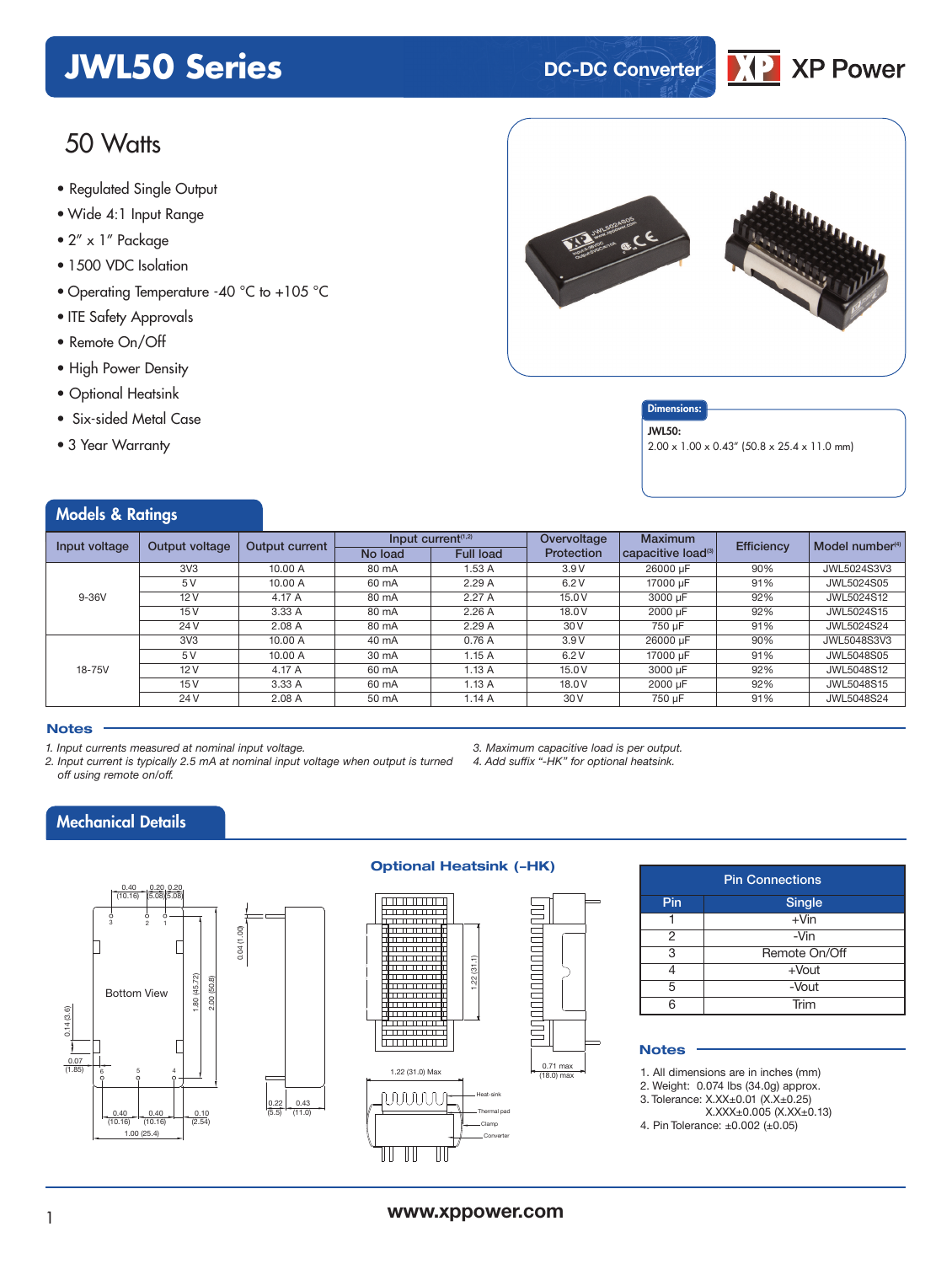# JWL50 Series

DC-DC Converter

XP Power

## 50 Watts

- Regulated Single Output
- Wide 4:1 Input Range
- 2″ x 1″ Package
- 1500 VDC Isolation
- Operating Temperature -40 °C to +105 °C
- ITE Safety Approvals
- Remote On/Off
- High Power Density
- Optional Heatsink
- Six-sided Metal Case
- 3 Year Warranty

**Dimensions:**

**JWL50:**
2.00 x 1.00 x 0.43″ (50.8 x 25.4 x 11.0 mm)

## Models & Ratings

| Input voltage | Output voltage | Output current | Input current[1,2] | | Overvoltage Protection | Maximum capacitive load[3] | Efficiency | Model number[4] |
|---|---|---|---|---|---|---|---|---|
| | | | No load | Full load | | | | |
| 9-36V | 3V3 | 10.00 A | 80 mA | 1.53 A | 3.9 V | 26000 µF | 90% | JWL5024S3V3 |
| | 5 V | 10.00 A | 60 mA | 2.29 A | 6.2 V | 17000 µF | 91% | JWL5024S05 |
| | 12 V | 4.17 A | 80 mA | 2.27 A | 15.0 V | 3000 µF | 92% | JWL5024S12 |
| | 15 V | 3.33 A | 80 mA | 2.26 A | 18.0 V | 2000 µF | 92% | JWL5024S15 |
| | 24 V | 2.08 A | 80 mA | 2.29 A | 30 V | 750 µF | 91% | JWL5024S24 |
| 18-75V | 3V3 | 10.00 A | 40 mA | 0.76 A | 3.9 V | 26000 µF | 90% | JWL5048S3V3 |
| | 5 V | 10.00 A | 30 mA | 1.15 A | 6.2 V | 17000 µF | 91% | JWL5048S05 |
| | 12 V | 4.17 A | 60 mA | 1.13 A | 15.0 V | 3000 µF | 92% | JWL5048S12 |
| | 15 V | 3.33 A | 60 mA | 1.13 A | 18.0 V | 2000 µF | 92% | JWL5048S15 |
| | 24 V | 2.08 A | 50 mA | 1.14 A | 30 V | 750 µF | 91% | JWL5048S24 |

### Notes

*1. Input currents measured at nominal input voltage.*
*2. Input current is typically 2.5 mA at nominal input voltage when output is turned off using remote on/off.*
*3. Maximum capacitive load is per output.*
*4. Add suffix "-HK" for optional heatsink.*

## Mechanical Details

Bottom View

Optional Heatsink (-HK)

| Pin Connections | |
|---|---|
| **Pin** | **Single** |
| 1 | +Vin |
| 2 | -Vin |
| 3 | Remote On/Off |
| 4 | +Vout |
| 5 | -Vout |
| 6 | Trim |

### Notes

1. All dimensions are in inches (mm)
2. Weight: 0.074 lbs (34.0g) approx.
3. Tolerance: X.XX±0.01 (X.X±0.25)
   X.XXX±0.005 (X.XX±0.13)
4. Pin Tolerance: ±0.002 (±0.05)

www.xppower.com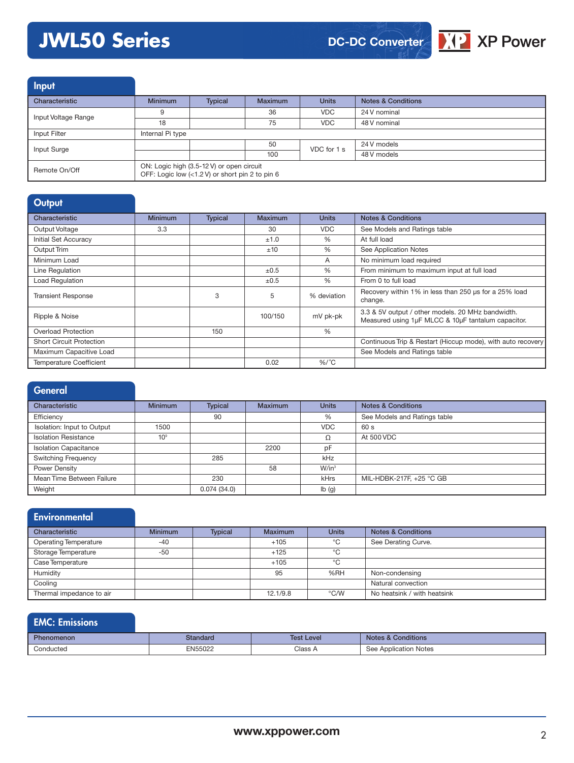# JWL50 Series

DC-DC Converter

## Input

| Characteristic | Minimum | Typical | Maximum | Units | Notes & Conditions |
|---|---|---|---|---|---|
| Input Voltage Range | 9 | | 36 | VDC | 24 V nominal |
| | 18 | | 75 | VDC | 48 V nominal |
| Input Filter | Internal Pi type | | | | |
| Input Surge | | | 50 | VDC for 1 s | 24 V models |
| | | | 100 | | 48 V models |
| Remote On/Off | ON: Logic high (3.5-12 V) or open circuit<br>OFF: Logic low (<1.2 V) or short pin 2 to pin 6 | | | | |

## Output

| Characteristic | Minimum | Typical | Maximum | Units | Notes & Conditions |
|---|---|---|---|---|---|
| Output Voltage | 3.3 | | 30 | VDC | See Models and Ratings table |
| Initial Set Accuracy | | | ±1.0 | % | At full load |
| Output Trim | | | ±10 | % | See Application Notes |
| Minimum Load | | | | A | No minimum load required |
| Line Regulation | | | ±0.5 | % | From minimum to maximum input at full load |
| Load Regulation | | | ±0.5 | % | From 0 to full load |
| Transient Response | | 3 | 5 | % deviation | Recovery within 1% in less than 250 µs for a 25% load change. |
| Ripple & Noise | | | 100/150 | mV pk-pk | 3.3 & 5V output / other models. 20 MHz bandwidth. Measured using 1µF MLCC & 10µF tantalum capacitor. |
| Overload Protection | | 150 | | % | |
| Short Circuit Protection | | | | | Continuous Trip & Restart (Hiccup mode), with auto recovery |
| Maximum Capacitive Load | | | | | See Models and Ratings table |
| Temperature Coefficient | | | 0.02 | %/˚C | |

## General

| Characteristic | Minimum | Typical | Maximum | Units | Notes & Conditions |
|---|---|---|---|---|---|
| Efficiency | | 90 | | % | See Models and Ratings table |
| Isolation: Input to Output | 1500 | | | VDC | 60 s |
| Isolation Resistance | $10^9$ | | | Ω | At 500 VDC |
| Isolation Capacitance | | | 2200 | pF | |
| Switching Frequency | | 285 | | kHz | |
| Power Density | | | 58 | W/in³ | |
| Mean Time Between Failure | | 230 | | kHrs | MIL-HDBK-217F, +25 °C GB |
| Weight | | 0.074 (34.0) | | lb (g) | |

## Environmental

| Characteristic | Minimum | Typical | Maximum | Units | Notes & Conditions |
|---|---|---|---|---|---|
| Operating Temperature | -40 | | +105 | °C | See Derating Curve. |
| Storage Temperature | -50 | | +125 | °C | |
| Case Temperature | | | +105 | °C | |
| Humidity | | | 95 | %RH | Non-condensing |
| Cooling | | | | | Natural convection |
| Thermal impedance to air | | | 12.1/9.8 | °C/W | No heatsink / with heatsink |

## EMC: Emissions

| Phenomenon | Standard | Test Level | Notes & Conditions |
|---|---|---|---|
| Conducted | EN55022 | Class A | See Application Notes |

www.xppower.com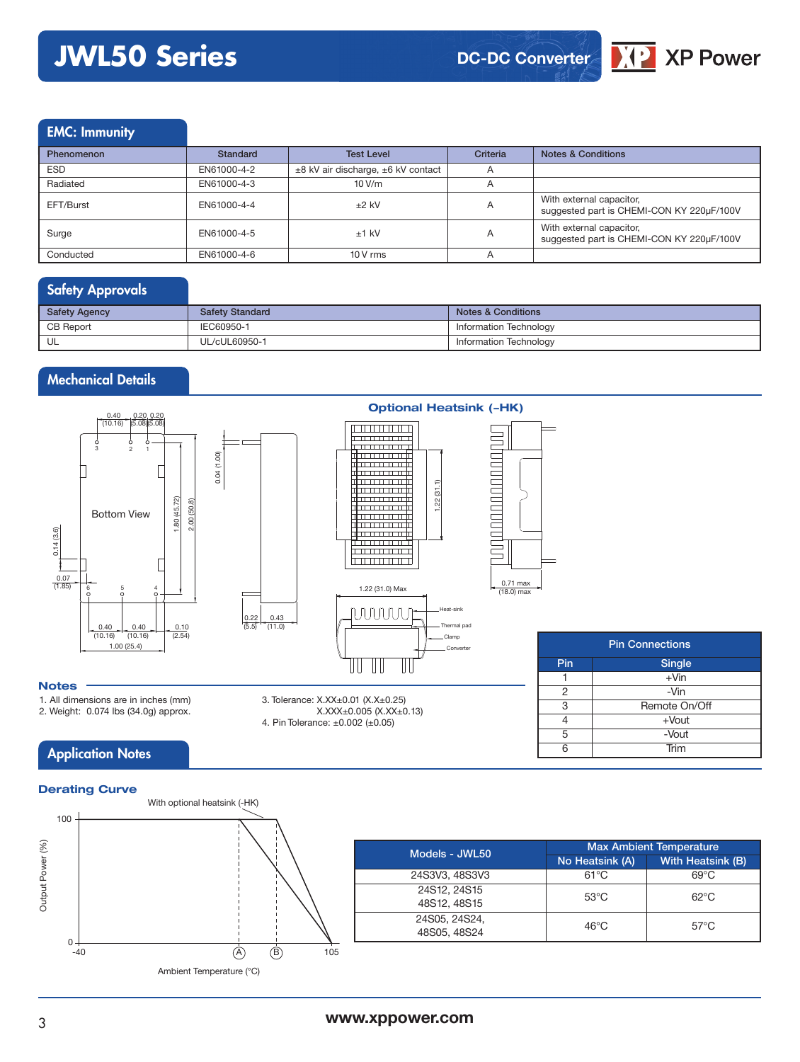## EMC: Immunity

| Phenomenon | Standard | Test Level | Criteria | Notes & Conditions |
|---|---|---|---|---|
| ESD | EN61000-4-2 | ±8 kV air discharge, ±6 kV contact | A | |
| Radiated | EN61000-4-3 | 10 V/m | A | |
| EFT/Burst | EN61000-4-4 | ±2 kV | A | With external capacitor, suggested part is CHEMI-CON KY 220µF/100V |
| Surge | EN61000-4-5 | ±1 kV | A | With external capacitor, suggested part is CHEMI-CON KY 220µF/100V |
| Conducted | EN61000-4-6 | 10 V rms | A | |

## Safety Approvals

| Safety Agency | Safety Standard | Notes & Conditions |
|---|---|---|
| CB Report | IEC60950-1 | Information Technology |
| UL | UL/cUL60950-1 | Information Technology |

## Mechanical Details

Optional Heatsink (-HK)

Bottom View

### Notes

1. All dimensions are in inches (mm)
2. Weight: 0.074 lbs (34.0g) approx.
3. Tolerance: X.XX±0.01 (X.X±0.25)
   X.XXX±0.005 (X.XX±0.13)
4. Pin Tolerance: ±0.002 (±0.05)

| Pin Connections | |
|---|---|
| **Pin** | **Single** |
| 1 | +Vin |
| 2 | -Vin |
| 3 | Remote On/Off |
| 4 | +Vout |
| 5 | -Vout |
| 6 | Trim |

## Application Notes

### Derating Curve

With optional heatsink (-HK)

Output Power (%) vs Ambient Temperature (°C), from -40 to 105; points A and B.

| Models - JWL50 | Max Ambient Temperature | |
|---|---|---|
| | No Heatsink (A) | With Heatsink (B) |
| 24S3V3, 48S3V3 | 61°C | 69°C |
| 24S12, 24S15, 48S12, 48S15 | 53°C | 62°C |
| 24S05, 24S24, 48S05, 48S24 | 46°C | 57°C |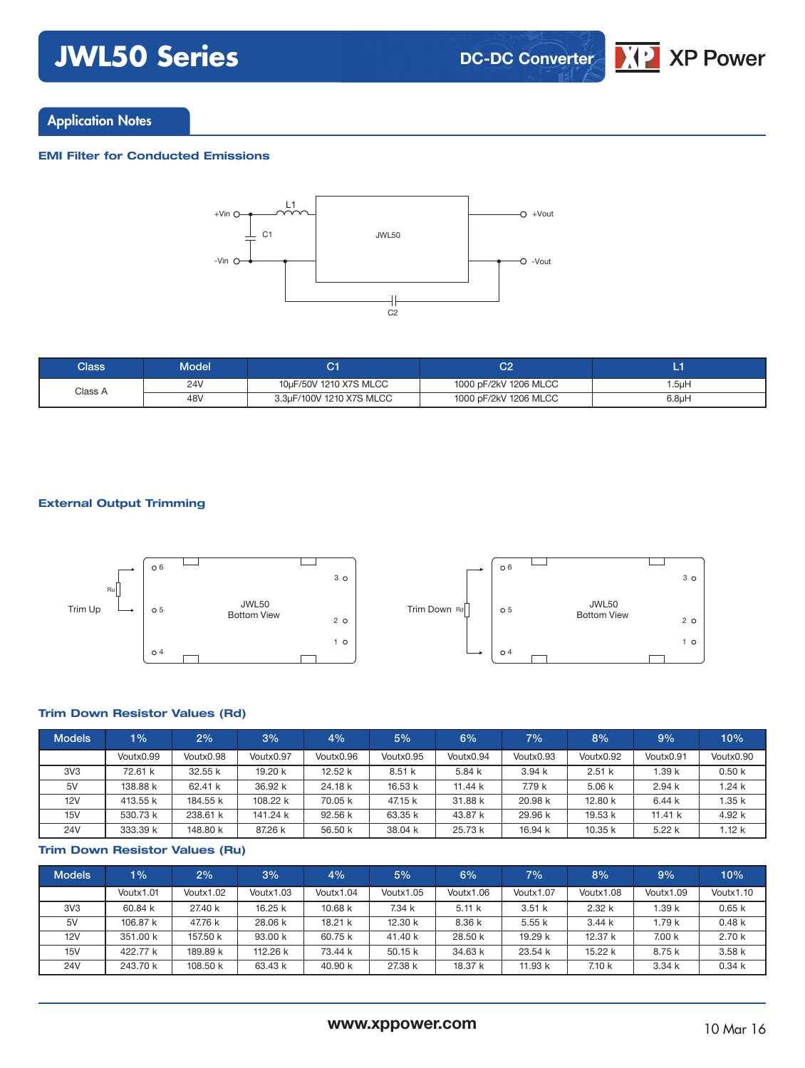## Application Notes

### EMI Filter for Conducted Emissions

+Vin
-Vin
L1
C1
JWL50
+Vout
-Vout
C2

| Class | Model | C1 | C2 | L1 |
|---|---|---|---|---|
| Class A | 24V | 10µF/50V 1210 X7S MLCC | 1000 pF/2kV 1206 MLCC | 1.5µH |
| | 48V | 3.3µF/100V 1210 X7S MLCC | 1000 pF/2kV 1206 MLCC | 6.8µH |

### External Output Trimming

Trim Up
Ru
6
5
4
3
2
1
JWL50
Bottom View

Trim Down
Rd
6
5
4
3
2
1
JWL50
Bottom View

### Trim Down Resistor Values (Rd)

| Models | 1% | 2% | 3% | 4% | 5% | 6% | 7% | 8% | 9% | 10% |
|---|---|---|---|---|---|---|---|---|---|---|
| | Voutx0.99 | Voutx0.98 | Voutx0.97 | Voutx0.96 | Voutx0.95 | Voutx0.94 | Voutx0.93 | Voutx0.92 | Voutx0.91 | Voutx0.90 |
| 3V3 | 72.61 k | 32.55 k | 19.20 k | 12.52 k | 8.51 k | 5.84 k | 3.94 k | 2.51 k | 1.39 k | 0.50 k |
| 5V | 138.88 k | 62.41 k | 36.92 k | 24.18 k | 16.53 k | 11.44 k | 7.79 k | 5.06 k | 2.94 k | 1.24 k |
| 12V | 413.55 k | 184.55 k | 108.22 k | 70.05 k | 47.15 k | 31.88 k | 20.98 k | 12.80 k | 6.44 k | 1.35 k |
| 15V | 530.73 k | 238.61 k | 141.24 k | 92.56 k | 63.35 k | 43.87 k | 29.96 k | 19.53 k | 11.41 k | 4.92 k |
| 24V | 333.39 k | 148.80 k | 87.26 k | 56.50 k | 38.04 k | 25.73 k | 16.94 k | 10.35 k | 5.22 k | 1.12 k |

### Trim Down Resistor Values (Ru)

| Models | 1% | 2% | 3% | 4% | 5% | 6% | 7% | 8% | 9% | 10% |
|---|---|---|---|---|---|---|---|---|---|---|
| | Voutx1.01 | Voutx1.02 | Voutx1.03 | Voutx1.04 | Voutx1.05 | Voutx1.06 | Voutx1.07 | Voutx1.08 | Voutx1.09 | Voutx1.10 |
| 3V3 | 60.84 k | 27.40 k | 16.25 k | 10.68 k | 7.34 k | 5.11 k | 3.51 k | 2.32 k | 1.39 k | 0.65 k |
| 5V | 106.87 k | 47.76 k | 28.06 k | 18.21 k | 12.30 k | 8.36 k | 5.55 k | 3.44 k | 1.79 k | 0.48 k |
| 12V | 351.00 k | 157.50 k | 93.00 k | 60.75 k | 41.40 k | 28.50 k | 19.29 k | 12.37 k | 7.00 k | 2.70 k |
| 15V | 422.77 k | 189.89 k | 112.26 k | 73.44 k | 50.15 k | 34.63 k | 23.54 k | 15.22 k | 8.75 k | 3.58 k |
| 24V | 243.70 k | 108.50 k | 63.43 k | 40.90 k | 27.38 k | 18.37 k | 11.93 k | 7.10 k | 3.34 k | 0.34 k |